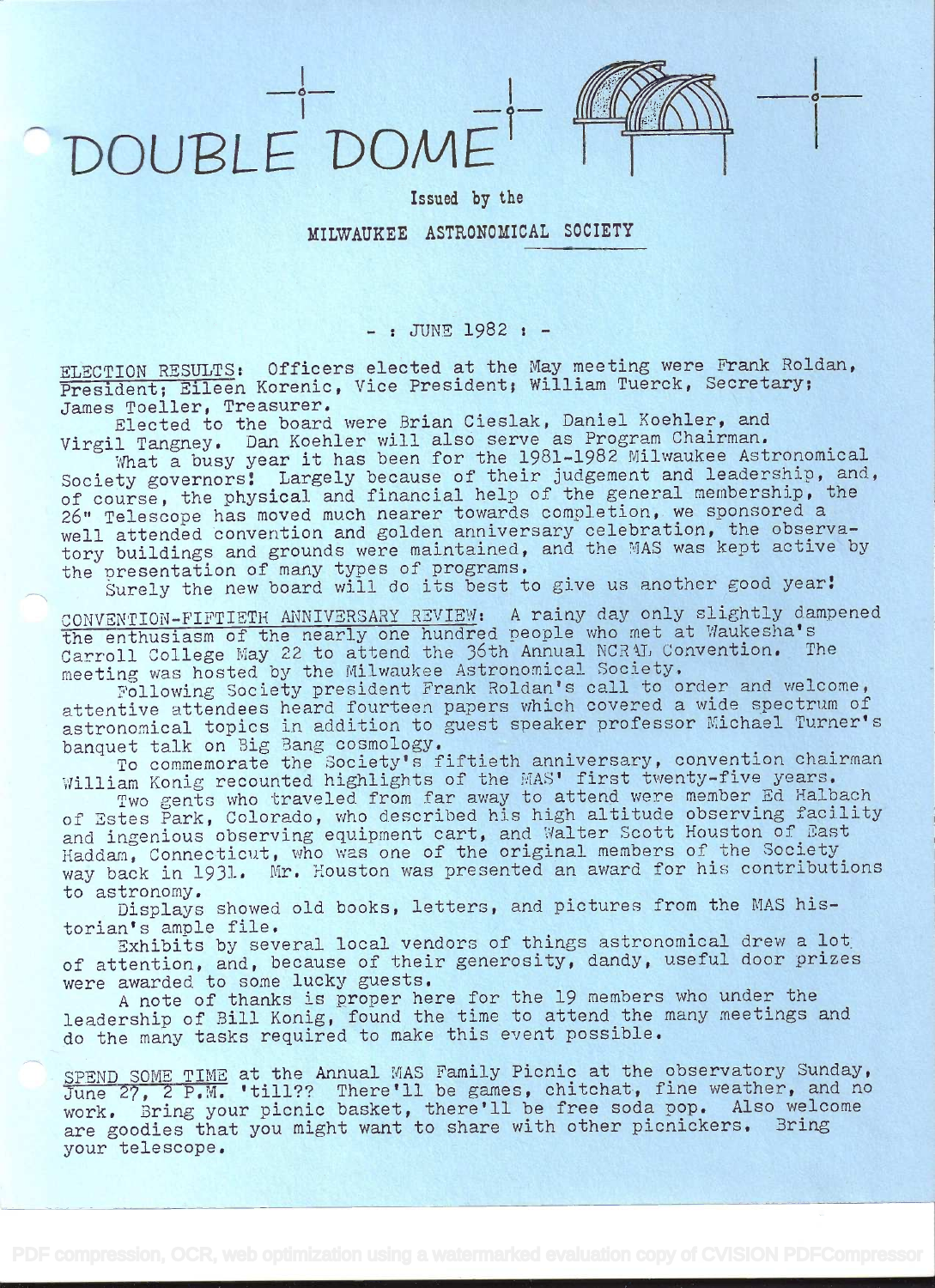# DOUBLE DOME

Issued by the

MILWAUKEE ASTRONOMICAL SOCIETY

- : JUNE 1982 : -

ELECTION RESULTS: Officers elected at the May meeting were Frank Roldan, President; Eileen Korenic, Vice President; William Tuerck, Secretary; James Toeller, Treasurer.

Elected to the board were Brian Cieslak, Daniel Koehler, and Virgil Tangney. Dan Koehler will also serve as Program Chairman.

What a busy year it has been for the 1981-1982 Milwaukee Astronomical Society governors! Largely because of their judgement and leadership, and, of course, the physical and financial help of the general membership, the 26" Telescope has moved much nearer towards completion, we sponsored a well attended convention and golden anniversary celebration, the observatory buildings and grounds were maintained, and the MAS was kept active by the presentation of many types of programs.

Surely the new board will do its best to give us another good year!

CONVENTION-FIFTIETH ANNIVERSARY REVIEW: A rainy day only slightly dampened the enthusiasm of the nearly one hundred people who met at Waukesha's Carroll College May 22 to attend the 36th Annual NCRAL Convention. The meeting was hosted by the Milwaukee Astronomical Society.

Following Society president Frank Roldan's call to order and welcome, attentive attendees heard fourteen papers which covered a wide spectrum of astronomical topics in addition to guest speaker professor Michael Turner's banquet talk on Big Bang cosmology.

To commemorate the Society's fiftieth anniversary, convention chairman William Konig recounted highlights of the MAS' first twenty-five years.

Two gents who traveled from far away to attend were member Ed Halbach of Estes Park, Colorado, who described his high altitude observing facility and ingenious observing equipment cart, and Walter Scott Houston of East Haddam, Connecticut, who was one of the original members of the Society way back in 1931. Mr. Houston was presented an award for his contributions to astronomy.

Displays showed old books, letters, and pictures from the MAS historian's ample file.

Exhibits by several local vendors of things astronomical drew a lot of attention, and, because of their generosity, dandy, useful door prizes were awarded to some lucky guests.

A note of thanks is proper here for the 19 members who under the leadership of Bill Konig, found the time to attend the many meetings and do the many tasks required to make this event possible.

SPEND SOME TIME at the Annual MAS Family Picnic at the observatory Sunday, June 27, 2 P.M. 'till?? There'll be games, chitchat, fine weather, and no work. Bring your picnic basket, there'll be free soda pop. Also welcome are goodies that you might want to share with other picnickers. Bring your telescope.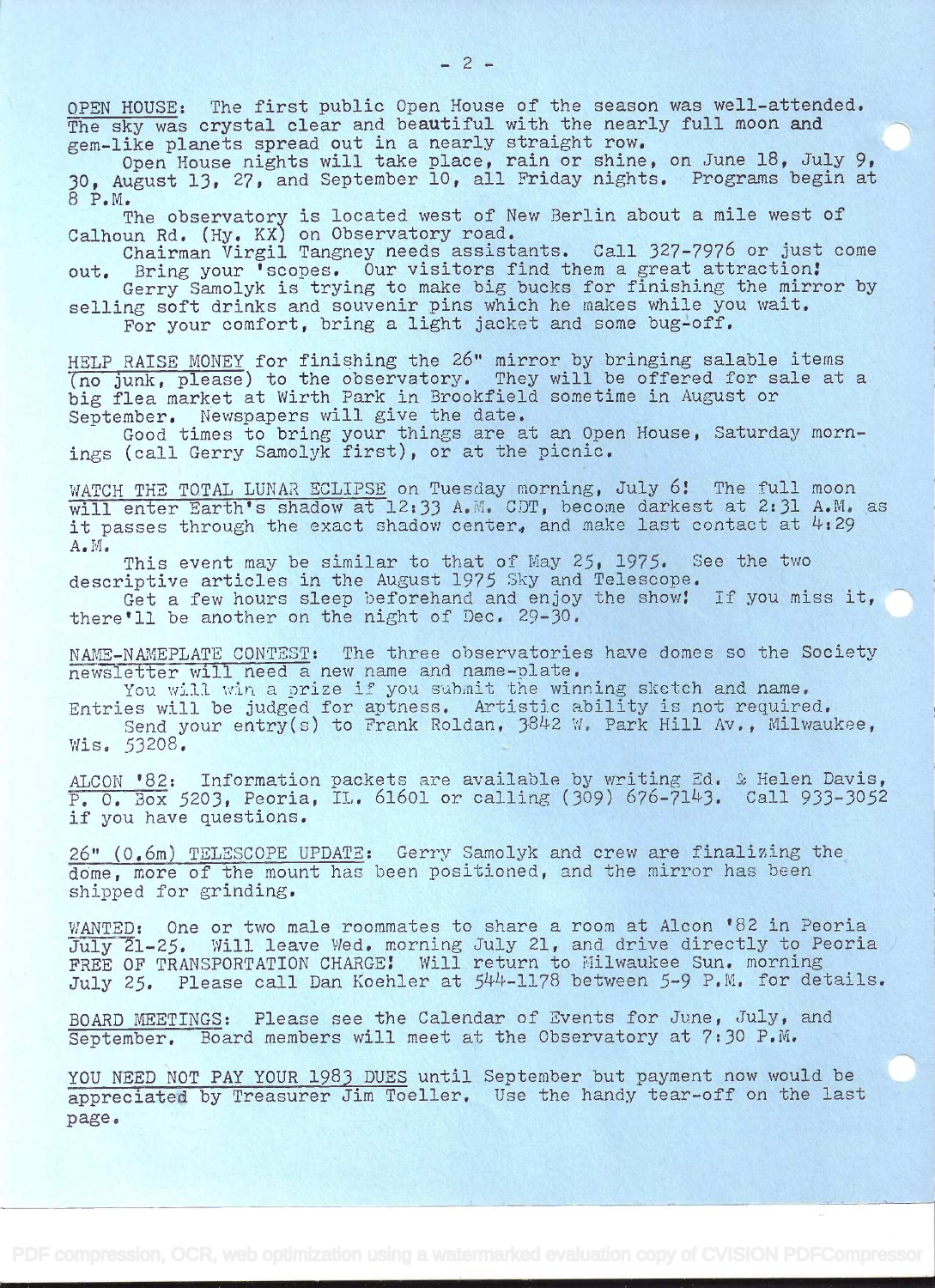OPEN HOUSE: The first public Open House of the season was well-attended. The sky was crystal clear and beautiful with the nearly full moon and gem-like planets spread out in a nearly straight row.

Open House nights will take place, rain or shine, on June 18, July 9, 30, August 13, 27, and September 10, all Friday nights. Programs begin at 8 P.M.

The observatory is located west of New Berlin about a mile west of Calhoun Rd. (Hy. KX) on Observatory road.

Chairman Virgil Tangney needs assistants. Call 327-7976 or just come out. Bring your 'scopes. Our visitors find them a great attraction!

Gerry Samolyk is trying to make big bucks for finishing the mirror by selling soft drinks and souvenir pins which he makes while you wait.

For your comfort, bring a light jacket and some bug-off.

HELP RAISE MONEY for finishing the 26" mirror by bringing salable items (no junk, please) to the observatory. They will be offered for sale at a big flea market at Wirth Park in Brookfield sometime in August or September. Newspapers will give the date.

Good times to bring your things are at an Open House, Saturday mornings (call Gerry Samolyk first), or at the picnic.

WATCH THE TOTAL LUNAR ECLIPSE on Tuesday morning, July 6! The full moon will enter Earth's shadow at 12:33 A.M. CDT, become darkest at 2:31 A.M. as it passes through the exact shadow center, and make last contact at 4:29 A.M.

This event may be similar to that of May 25, 1975. See the two descriptive articles in the August 1975 Sky and Telescope.

Get a few hours sleep beforehand and enjoy the show! If you miss it, there'll be another on the night of Dec. 29-30.

NAME-NAMEPLATE CONTEST: The three observatories have domes so the Society newsletter will need a new name and name-plate.

You will win a prize if you submit the winning sketch and name. Entries will be judged for aptness. Artistic ability is not required.

Send your entry(s) to Frank Roldan, 3842 W. Park Hill Av., Milwaukee, Wis. 53208.

ALCON '82: Information packets are available by writing Ed. & Helen Davis, P. O. Box 5203, Peoria, IL. 61601 or calling (309) 676-7143. Call 933-3052 if you have questions.

26" (0.6m) TELESCOPE UPDATE: Gerry Samolyk and crew are finalizing the dome, more of the mount has been positioned, and the mirror has been shipped for grinding.

WANTED: One or two male roommates to share a room at Alcon '82 in Peoria July 21-25. Will leave Wed. morning July 21, and drive directly to Peoria FREE OF TRANSPORTATION CHARGE! Will return to Milwaukee Sun. morning July 25. Please call Dan Koehler at 544-1178 between 5-9 P.M. for details.

BOARD MEETINGS: Please see the Calendar of Events for June, July, and September. Board members will meet at the Observatory at 7:30 P.M.

YOU NEED NOT PAY YOUR 1983 DUES until September but payment now would be appreciated by Treasurer Jim Toeller. Use the handy tear-off on the last page.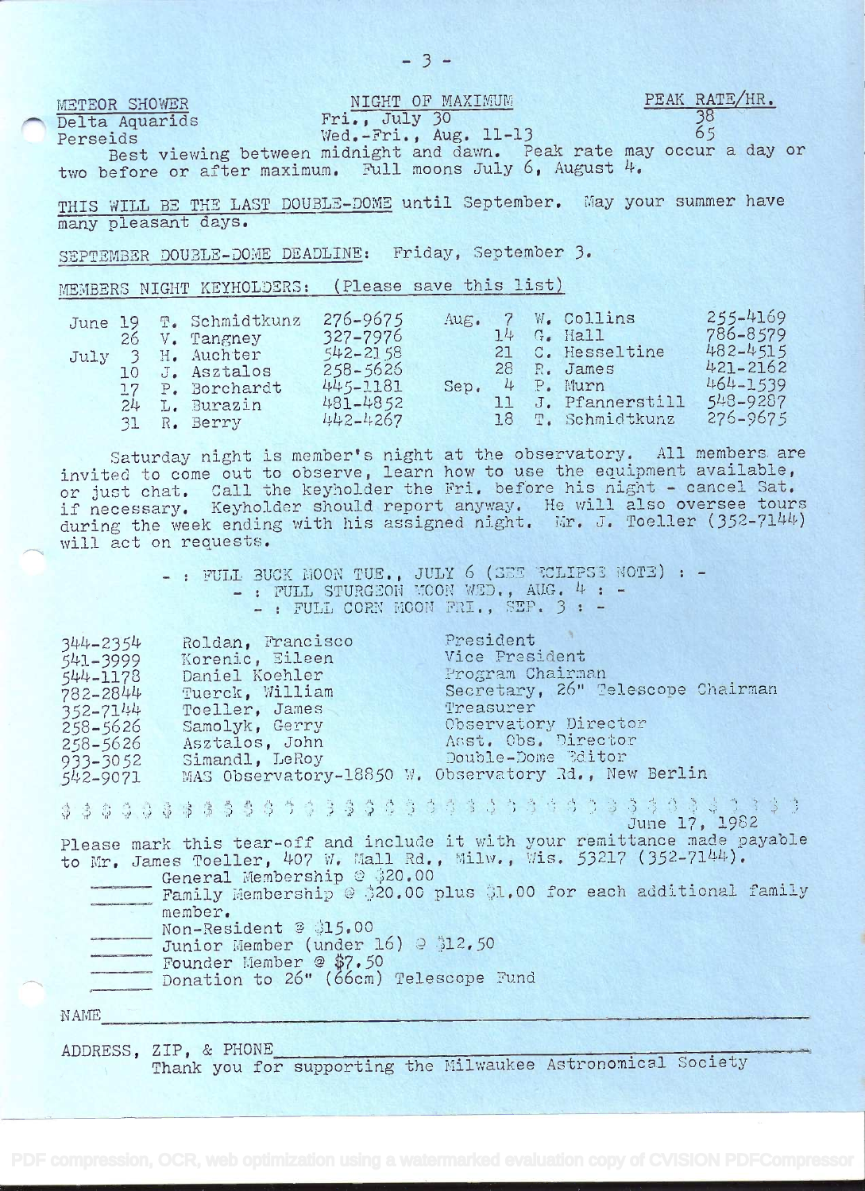| METEOR SHOWER | NIGHT OF MAXIMUM | PEAK RATE/HR. |
| --- | --- | --- |
| Delta Aquarids | Fri., July 30 | 38 |
| Perseids | Wed.-Fri., Aug. 11-13 | 65 |

Best viewing between midnight and dawn. Peak rate may occur a day or two before or after maximum. Full moons July 6, August 4.

THIS WILL BE THE LAST DOUBLE-DOME until September. May your summer have many pleasant days.

SEPTEMBER DOUBLE-DOME DEADLINE: Friday, September 3.

MEMBERS NIGHT KEYHOLDERS: (Please save this list)

| | | | | | |
| --- | --- | --- | --- | --- | --- |
| June 19 | T. Schmidtkunz | 276-9675 | Aug. 7 | W. Collins | 255-4169 |
| 26 | V. Tangney | 327-7976 | 14 | G. Hall | 786-8579 |
| July 3 | H. Auchter | 542-2158 | 21 | C. Hesseltine | 482-4515 |
| 10 | J. Asztalos | 258-5626 | 28 | R. James | 421-2162 |
| 17 | P. Borchardt | 445-1181 | Sep. 4 | P. Murn | 464-1539 |
| 24 | L. Burazin | 481-4852 | 11 | J. Pfannerstill | 548-9287 |
| 31 | R. Berry | 442-4267 | 18 | T. Schmidtkunz | 276-9675 |

Saturday night is member's night at the observatory. All members are invited to come out to observe, learn how to use the equipment available, or just chat. Call the keyholder the Fri. before his night - cancel Sat. if necessary. Keyholder should report anyway. He will also oversee tours during the week ending with his assigned night. Mr. J. Toeller (352-7144) will act on requests.

- : FULL BUCK MOON TUE., JULY 6 (SEE ECLIPSE NOTE) : -
- : FULL STURGEON MOON WED., AUG. 4 : -
- : FULL CORN MOON FRI., SEP. 3 : -

| | | |
| --- | --- | --- |
| 344-2354 | Roldan, Francisco | President |
| 541-3999 | Korenic, Eileen | Vice President |
| 544-1178 | Daniel Koehler | Program Chairman |
| 782-2844 | Tuerck, William | Secretary, 26" Telescope Chairman |
| 352-7144 | Toeller, James | Treasurer |
| 258-5626 | Samolyk, Gerry | Observatory Director |
| 258-5626 | Asztalos, John | Asst. Obs. Director |
| 933-3052 | Simandl, LeRoy | Double-Dome Editor |
| 542-9071 | MAS Observatory-18850 W. Observatory Rd., New Berlin | |

$ $ $ $ $ $ $ $ $ $ $ $ $ $ $ $ $ $ $ $ $ $ $ $ $ $ $ $ $ $ $ $

June 17, 1982

Please mark this tear-off and include it with your remittance made payable to Mr. James Toeller, 407 W. Mall Rd., Milw., Wis. 53217 (352-7144).

_____ General Membership @ $20.00
_____ Family Membership @ $20.00 plus $1.00 for each additional family member.
_____ Non-Resident @ $15.00
_____ Junior Member (under 16) @ $12.50
_____ Founder Member @ $7.50
_____ Donation to 26" (66cm) Telescope Fund

NAME_______________________________________________

ADDRESS, ZIP, & PHONE_______________________________________________

Thank you for supporting the Milwaukee Astronomical Society